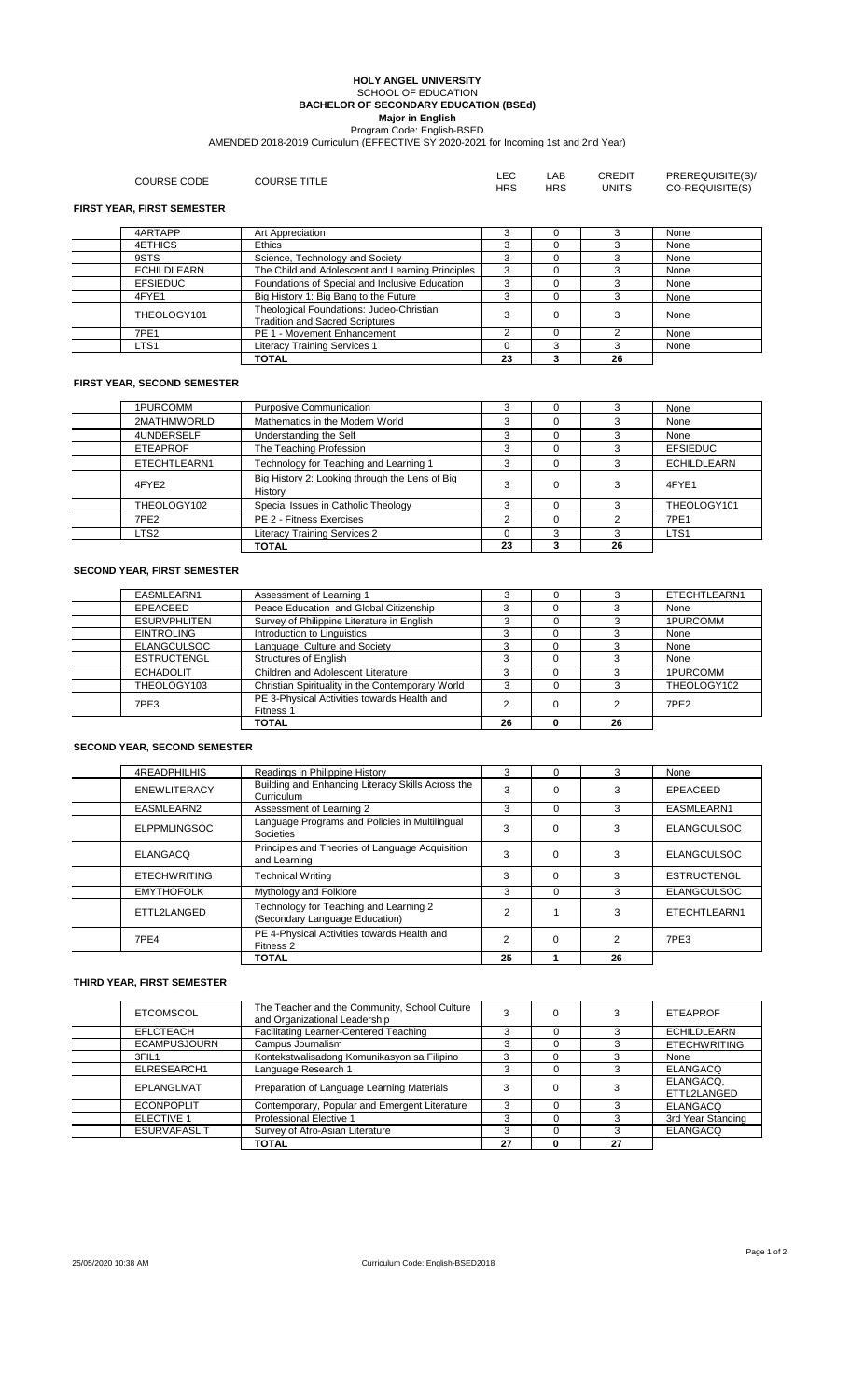# HOLY ANGEL UNIVERSITY

SCHOOL OF EDUCATION

**BACHELOR OF SECONDARY EDUCATION (BSEd)**

**Major in English**

Program Code: English-BSED

AMENDED 2018-2019 Curriculum (EFFECTIVE SY 2020-2021 for Incoming 1st and 2nd Year)

### FIRST YEAR, FIRST SEMESTER

| COURSE CODE | COURSE TITLE | LEC HRS | LAB HRS | CREDIT UNITS | PREREQUISITE(S)/ CO-REQUISITE(S) |
|---|---|---|---|---|---|
| 4ARTAPP | Art Appreciation | 3 | 0 | 3 | None |
| 4ETHICS | Ethics | 3 | 0 | 3 | None |
| 9STS | Science, Technology and Society | 3 | 0 | 3 | None |
| ECHILDLEARN | The Child and Adolescent and Learning Principles | 3 | 0 | 3 | None |
| EFSIEDUC | Foundations of Special and Inclusive Education | 3 | 0 | 3 | None |
| 4FYE1 | Big History 1: Big Bang to the Future | 3 | 0 | 3 | None |
| THEOLOGY101 | Theological Foundations: Judeo-Christian Tradition and Sacred Scriptures | 3 | 0 | 3 | None |
| 7PE1 | PE 1 - Movement Enhancement | 2 | 0 | 2 | None |
| LTS1 | Literacy Training Services 1 | 0 | 3 | 3 | None |
| | **TOTAL** | **23** | **3** | **26** | |

### FIRST YEAR, SECOND SEMESTER

| COURSE CODE | COURSE TITLE | LEC HRS | LAB HRS | CREDIT UNITS | PREREQUISITE(S)/ CO-REQUISITE(S) |
|---|---|---|---|---|---|
| 1PURCOMM | Purposive Communication | 3 | 0 | 3 | None |
| 2MATHMWORLD | Mathematics in the Modern World | 3 | 0 | 3 | None |
| 4UNDERSELF | Understanding the Self | 3 | 0 | 3 | None |
| ETEAPROF | The Teaching Profession | 3 | 0 | 3 | EFSIEDUC |
| ETECHTLEARN1 | Technology for Teaching and Learning 1 | 3 | 0 | 3 | ECHILDLEARN |
| 4FYE2 | Big History 2: Looking through the Lens of Big History | 3 | 0 | 3 | 4FYE1 |
| THEOLOGY102 | Special Issues in Catholic Theology | 3 | 0 | 3 | THEOLOGY101 |
| 7PE2 | PE 2 - Fitness Exercises | 2 | 0 | 2 | 7PE1 |
| LTS2 | Literacy Training Services 2 | 0 | 3 | 3 | LTS1 |
| | **TOTAL** | **23** | **3** | **26** | |

### SECOND YEAR, FIRST SEMESTER

| COURSE CODE | COURSE TITLE | LEC HRS | LAB HRS | CREDIT UNITS | PREREQUISITE(S)/ CO-REQUISITE(S) |
|---|---|---|---|---|---|
| EASMLEARN1 | Assessment of Learning 1 | 3 | 0 | 3 | ETECHTLEARN1 |
| EPEACEED | Peace Education and Global Citizenship | 3 | 0 | 3 | None |
| ESURVPHLITEN | Survey of Philippine Literature in English | 3 | 0 | 3 | 1PURCOMM |
| EINTROLING | Introduction to Linguistics | 3 | 0 | 3 | None |
| ELANGCULSOC | Language, Culture and Society | 3 | 0 | 3 | None |
| ESTRUCTENGL | Structures of English | 3 | 0 | 3 | None |
| ECHADOLIT | Children and Adolescent Literature | 3 | 0 | 3 | 1PURCOMM |
| THEOLOGY103 | Christian Spirituality in the Contemporary World | 3 | 0 | 3 | THEOLOGY102 |
| 7PE3 | PE 3-Physical Activities towards Health and Fitness 1 | 2 | 0 | 2 | 7PE2 |
| | **TOTAL** | **26** | **0** | **26** | |

### SECOND YEAR, SECOND SEMESTER

| COURSE CODE | COURSE TITLE | LEC HRS | LAB HRS | CREDIT UNITS | PREREQUISITE(S)/ CO-REQUISITE(S) |
|---|---|---|---|---|---|
| 4READPHILHIS | Readings in Philippine History | 3 | 0 | 3 | None |
| ENEWLITERACY | Building and Enhancing Literacy Skills Across the Curriculum | 3 | 0 | 3 | EPEACEED |
| EASMLEARN2 | Assessment of Learning 2 | 3 | 0 | 3 | EASMLEARN1 |
| ELPPMLINGSOC | Language Programs and Policies in Multilingual Societies | 3 | 0 | 3 | ELANGCULSOC |
| ELANGACQ | Principles and Theories of Language Acquisition and Learning | 3 | 0 | 3 | ELANGCULSOC |
| ETECHWRITING | Technical Writing | 3 | 0 | 3 | ESTRUCTENGL |
| EMYTHOFOLK | Mythology and Folklore | 3 | 0 | 3 | ELANGCULSOC |
| ETTL2LANGED | Technology for Teaching and Learning 2 (Secondary Language Education) | 2 | 1 | 3 | ETECHTLEARN1 |
| 7PE4 | PE 4-Physical Activities towards Health and Fitness 2 | 2 | 0 | 2 | 7PE3 |
| | **TOTAL** | **25** | **1** | **26** | |

### THIRD YEAR, FIRST SEMESTER

| COURSE CODE | COURSE TITLE | LEC HRS | LAB HRS | CREDIT UNITS | PREREQUISITE(S)/ CO-REQUISITE(S) |
|---|---|---|---|---|---|
| ETCOMSCOL | The Teacher and the Community, School Culture and Organizational Leadership | 3 | 0 | 3 | ETEAPROF |
| EFLCTEACH | Facilitating Learner-Centered Teaching | 3 | 0 | 3 | ECHILDLEARN |
| ECAMPUSJOURN | Campus Journalism | 3 | 0 | 3 | ETECHWRITING |
| 3FIL1 | Kontekstwalisadong Komunikasyon sa Filipino | 3 | 0 | 3 | None |
| ELRESEARCH1 | Language Research 1 | 3 | 0 | 3 | ELANGACQ |
| EPLANGLMAT | Preparation of Language Learning Materials | 3 | 0 | 3 | ELANGACQ, ETTL2LANGED |
| ECONPOPLIT | Contemporary, Popular and Emergent Literature | 3 | 0 | 3 | ELANGACQ |
| ELECTIVE 1 | Professional Elective 1 | 3 | 0 | 3 | 3rd Year Standing |
| ESURVAFASLIT | Survey of Afro-Asian Literature | 3 | 0 | 3 | ELANGACQ |
| | **TOTAL** | **27** | **0** | **27** | |

25/05/2020 10:38 AM

Curriculum Code: English-BSED2018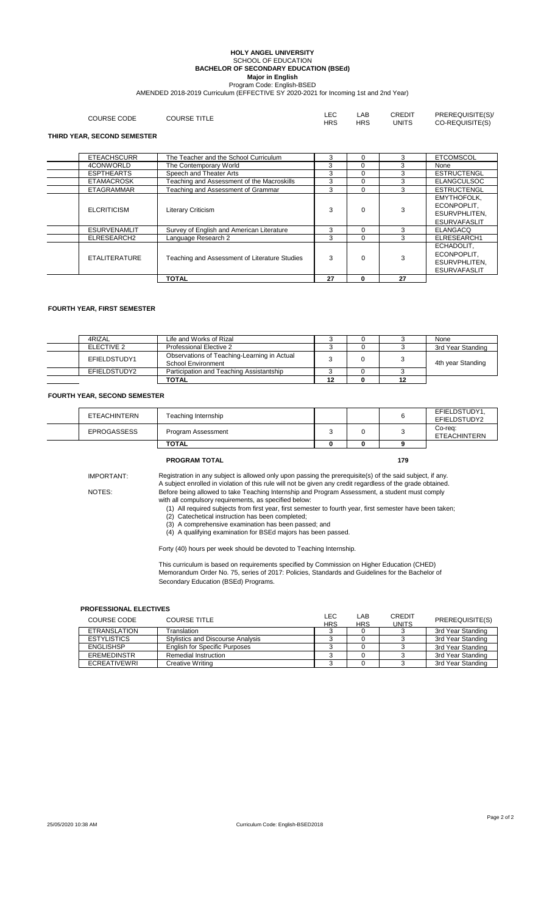**HOLY ANGEL UNIVERSITY**
SCHOOL OF EDUCATION
**BACHELOR OF SECONDARY EDUCATION (BSEd)**
**Major in English**
Program Code: English-BSED
AMENDED 2018-2019 Curriculum (EFFECTIVE SY 2020-2021 for Incoming 1st and 2nd Year)

**THIRD YEAR, SECOND SEMESTER**

| COURSE CODE | COURSE TITLE | LEC HRS | LAB HRS | CREDIT UNITS | PREREQUISITE(S)/ CO-REQUISITE(S) |
|---|---|---|---|---|---|
| ETEACHSCURR | The Teacher and the School Curriculum | 3 | 0 | 3 | ETCOMSCOL |
| 4CONWORLD | The Contemporary World | 3 | 0 | 3 | None |
| ESPTHEARTS | Speech and Theater Arts | 3 | 0 | 3 | ESTRUCTENGL |
| ETAMACROSK | Teaching and Assessment of the Macroskills | 3 | 0 | 3 | ELANGCULSOC |
| ETAGRAMMAR | Teaching and Assessment of Grammar | 3 | 0 | 3 | ESTRUCTENGL |
| ELCRITICISM | Literary Criticism | 3 | 0 | 3 | EMYTHOFOLK, ECONPOPLIT, ESURVPHLITEN, ESURVAFASLIT |
| ESURVENAMLIT | Survey of English and American Literature | 3 | 0 | 3 | ELANGACQ |
| ELRESEARCH2 | Language Research 2 | 3 | 0 | 3 | ELRESEARCH1 |
| ETALITERATURE | Teaching and Assessment of Literature Studies | 3 | 0 | 3 | ECHADOLIT, ECONPOPLIT, ESURVPHLITEN, ESURVAFASLIT |
| | **TOTAL** | **27** | **0** | **27** | |

**FOURTH YEAR, FIRST SEMESTER**

| COURSE CODE | COURSE TITLE | LEC HRS | LAB HRS | CREDIT UNITS | PREREQUISITE(S)/ CO-REQUISITE(S) |
|---|---|---|---|---|---|
| 4RIZAL | Life and Works of Rizal | 3 | 0 | 3 | None |
| ELECTIVE 2 | Professional Elective 2 | 3 | 0 | 3 | 3rd Year Standing |
| EFIELDSTUDY1 | Observations of Teaching-Learning in Actual School Environment | 3 | 0 | 3 | 4th year Standing |
| EFIELDSTUDY2 | Participation and Teaching Assistantship | 3 | 0 | 3 | |
| | **TOTAL** | **12** | **0** | **12** | |

**FOURTH YEAR, SECOND SEMESTER**

| COURSE CODE | COURSE TITLE | LEC HRS | LAB HRS | CREDIT UNITS | PREREQUISITE(S)/ CO-REQUISITE(S) |
|---|---|---|---|---|---|
| ETEACHINTERN | Teaching Internship | | | 6 | EFIELDSTUDY1, EFIELDSTUDY2 |
| EPROGASSESS | Program Assessment | 3 | 0 | 3 | Co-req: ETEACHINTERN |
| | **TOTAL** | **0** | **0** | **9** | |

**PROGRAM TOTAL** **179**

IMPORTANT: Registration in any subject is allowed only upon passing the prerequisite(s) of the said subject, if any. A subject enrolled in violation of this rule will not be given any credit regardless of the grade obtained.

NOTES: Before being allowed to take Teaching Internship and Program Assessment, a student must comply with all compulsory requirements, as specified below:

(1) All required subjects from first year, first semester to fourth year, first semester have been taken;
(2) Catechetical instruction has been completed;
(3) A comprehensive examination has been passed; and
(4) A qualifying examination for BSEd majors has been passed.

Forty (40) hours per week should be devoted to Teaching Internship.

This curriculum is based on requirements specified by Commission on Higher Education (CHED) Memorandum Order No. 75, series of 2017: Policies, Standards and Guidelines for the Bachelor of Secondary Education (BSEd) Programs.

**PROFESSIONAL ELECTIVES**

| COURSE CODE | COURSE TITLE | LEC HRS | LAB HRS | CREDIT UNITS | PREREQUISITE(S) |
|---|---|---|---|---|---|
| ETRANSLATION | Translation | 3 | 0 | 3 | 3rd Year Standing |
| ESTYLISTICS | Stylistics and Discourse Analysis | 3 | 0 | 3 | 3rd Year Standing |
| ENGLISHSP | English for Specific Purposes | 3 | 0 | 3 | 3rd Year Standing |
| EREMEDINSTR | Remedial Instruction | 3 | 0 | 3 | 3rd Year Standing |
| ECREATIVEWRI | Creative Writing | 3 | 0 | 3 | 3rd Year Standing |

25/05/2020 10:38 AM Curriculum Code: English-BSED2018